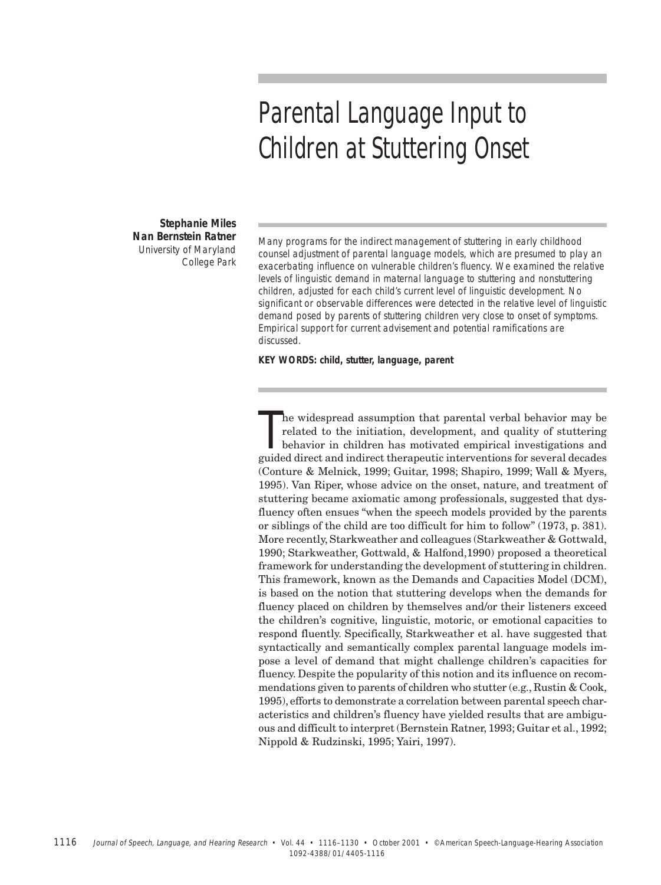# Parental Language Input to Children at Stuttering Onset

**Stephanie Miles**
**Nan Bernstein Ratner**
University of Maryland
College Park

*Many programs for the indirect management of stuttering in early childhood counsel adjustment of parental language models, which are presumed to play an exacerbating influence on vulnerable children's fluency. We examined the relative levels of linguistic demand in maternal language to stuttering and nonstuttering children, adjusted for each child's current level of linguistic development. No significant or observable differences were detected in the relative level of linguistic demand posed by parents of stuttering children very close to onset of symptoms. Empirical support for current advisement and potential ramifications are discussed.*

**KEY WORDS: child, stutter, language, parent**

The widespread assumption that parental verbal behavior may be related to the initiation, development, and quality of stuttering behavior in children has motivated empirical investigations and guided direct and indirect therapeutic interventions for several decades (Conture & Melnick, 1999; Guitar, 1998; Shapiro, 1999; Wall & Myers, 1995). Van Riper, whose advice on the onset, nature, and treatment of stuttering became axiomatic among professionals, suggested that dysfluency often ensues "when the speech models provided by the parents or siblings of the child are too difficult for him to follow" (1973, p. 381). More recently, Starkweather and colleagues (Starkweather & Gottwald, 1990; Starkweather, Gottwald, & Halfond,1990) proposed a theoretical framework for understanding the development of stuttering in children. This framework, known as the Demands and Capacities Model (DCM), is based on the notion that stuttering develops when the demands for fluency placed on children by themselves and/or their listeners exceed the children's cognitive, linguistic, motoric, or emotional capacities to respond fluently. Specifically, Starkweather et al. have suggested that syntactically and semantically complex parental language models impose a level of demand that might challenge children's capacities for fluency. Despite the popularity of this notion and its influence on recommendations given to parents of children who stutter (e.g., Rustin & Cook, 1995), efforts to demonstrate a correlation between parental speech characteristics and children's fluency have yielded results that are ambiguous and difficult to interpret (Bernstein Ratner, 1993; Guitar et al., 1992; Nippold & Rudzinski, 1995; Yairi, 1997).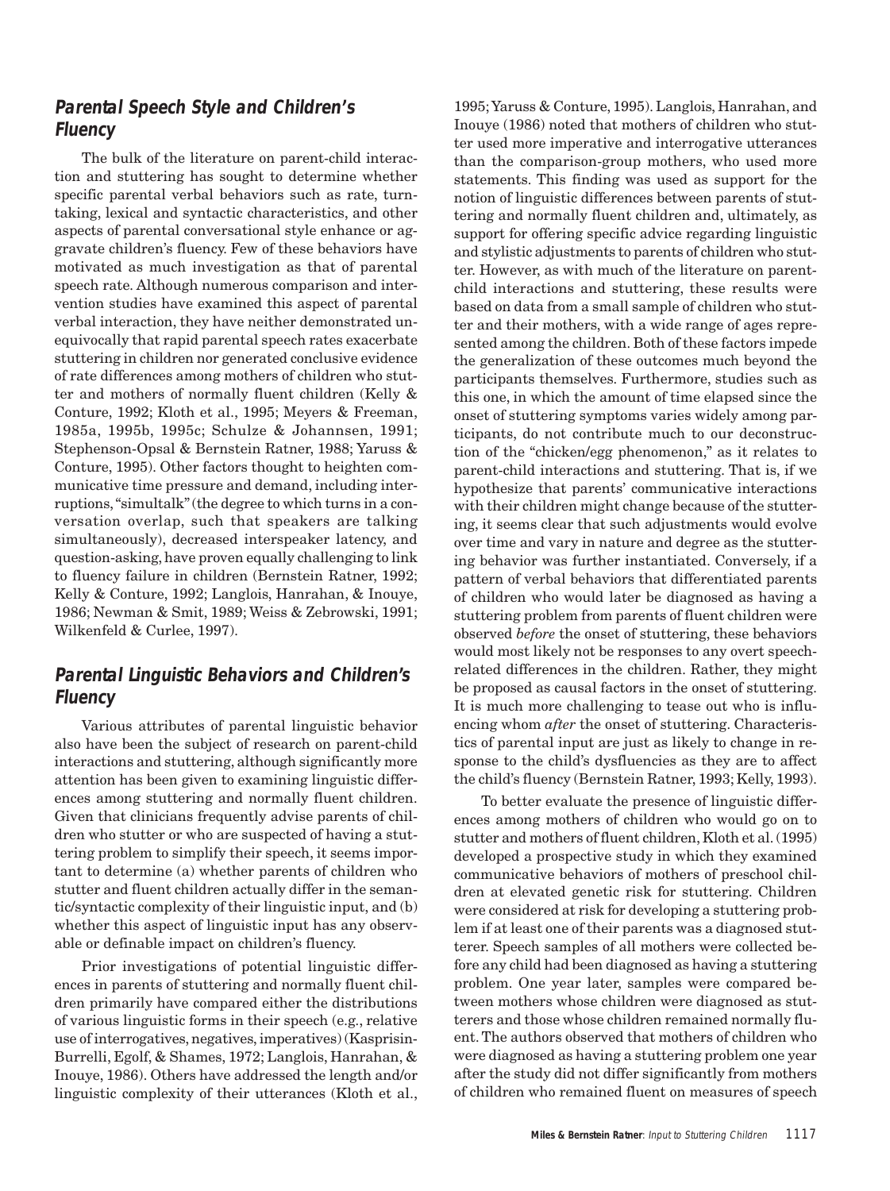## Parental Speech Style and Children's Fluency

The bulk of the literature on parent-child interaction and stuttering has sought to determine whether specific parental verbal behaviors such as rate, turn-taking, lexical and syntactic characteristics, and other aspects of parental conversational style enhance or aggravate children's fluency. Few of these behaviors have motivated as much investigation as that of parental speech rate. Although numerous comparison and intervention studies have examined this aspect of parental verbal interaction, they have neither demonstrated unequivocally that rapid parental speech rates exacerbate stuttering in children nor generated conclusive evidence of rate differences among mothers of children who stutter and mothers of normally fluent children (Kelly & Conture, 1992; Kloth et al., 1995; Meyers & Freeman, 1985a, 1995b, 1995c; Schulze & Johannsen, 1991; Stephenson-Opsal & Bernstein Ratner, 1988; Yaruss & Conture, 1995). Other factors thought to heighten communicative time pressure and demand, including interruptions, "simultalk" (the degree to which turns in a conversation overlap, such that speakers are talking simultaneously), decreased interspeaker latency, and question-asking, have proven equally challenging to link to fluency failure in children (Bernstein Ratner, 1992; Kelly & Conture, 1992; Langlois, Hanrahan, & Inouye, 1986; Newman & Smit, 1989; Weiss & Zebrowski, 1991; Wilkenfeld & Curlee, 1997).

## Parental Linguistic Behaviors and Children's Fluency

Various attributes of parental linguistic behavior also have been the subject of research on parent-child interactions and stuttering, although significantly more attention has been given to examining linguistic differences among stuttering and normally fluent children. Given that clinicians frequently advise parents of children who stutter or who are suspected of having a stuttering problem to simplify their speech, it seems important to determine (a) whether parents of children who stutter and fluent children actually differ in the semantic/syntactic complexity of their linguistic input, and (b) whether this aspect of linguistic input has any observable or definable impact on children's fluency.

Prior investigations of potential linguistic differences in parents of stuttering and normally fluent children primarily have compared either the distributions of various linguistic forms in their speech (e.g., relative use of interrogatives, negatives, imperatives) (Kasprisin-Burrelli, Egolf, & Shames, 1972; Langlois, Hanrahan, & Inouye, 1986). Others have addressed the length and/or linguistic complexity of their utterances (Kloth et al., 1995; Yaruss & Conture, 1995). Langlois, Hanrahan, and Inouye (1986) noted that mothers of children who stutter used more imperative and interrogative utterances than the comparison-group mothers, who used more statements. This finding was used as support for the notion of linguistic differences between parents of stuttering and normally fluent children and, ultimately, as support for offering specific advice regarding linguistic and stylistic adjustments to parents of children who stutter. However, as with much of the literature on parent-child interactions and stuttering, these results were based on data from a small sample of children who stutter and their mothers, with a wide range of ages represented among the children. Both of these factors impede the generalization of these outcomes much beyond the participants themselves. Furthermore, studies such as this one, in which the amount of time elapsed since the onset of stuttering symptoms varies widely among participants, do not contribute much to our deconstruction of the "chicken/egg phenomenon," as it relates to parent-child interactions and stuttering. That is, if we hypothesize that parents' communicative interactions with their children might change because of the stuttering, it seems clear that such adjustments would evolve over time and vary in nature and degree as the stuttering behavior was further instantiated. Conversely, if a pattern of verbal behaviors that differentiated parents of children who would later be diagnosed as having a stuttering problem from parents of fluent children were observed *before* the onset of stuttering, these behaviors would most likely not be responses to any overt speech-related differences in the children. Rather, they might be proposed as causal factors in the onset of stuttering. It is much more challenging to tease out who is influencing whom *after* the onset of stuttering. Characteristics of parental input are just as likely to change in response to the child's dysfluencies as they are to affect the child's fluency (Bernstein Ratner, 1993; Kelly, 1993).

To better evaluate the presence of linguistic differences among mothers of children who would go on to stutter and mothers of fluent children, Kloth et al. (1995) developed a prospective study in which they examined communicative behaviors of mothers of preschool children at elevated genetic risk for stuttering. Children were considered at risk for developing a stuttering problem if at least one of their parents was a diagnosed stutterer. Speech samples of all mothers were collected before any child had been diagnosed as having a stuttering problem. One year later, samples were compared between mothers whose children were diagnosed as stutterers and those whose children remained normally fluent. The authors observed that mothers of children who were diagnosed as having a stuttering problem one year after the study did not differ significantly from mothers of children who remained fluent on measures of speech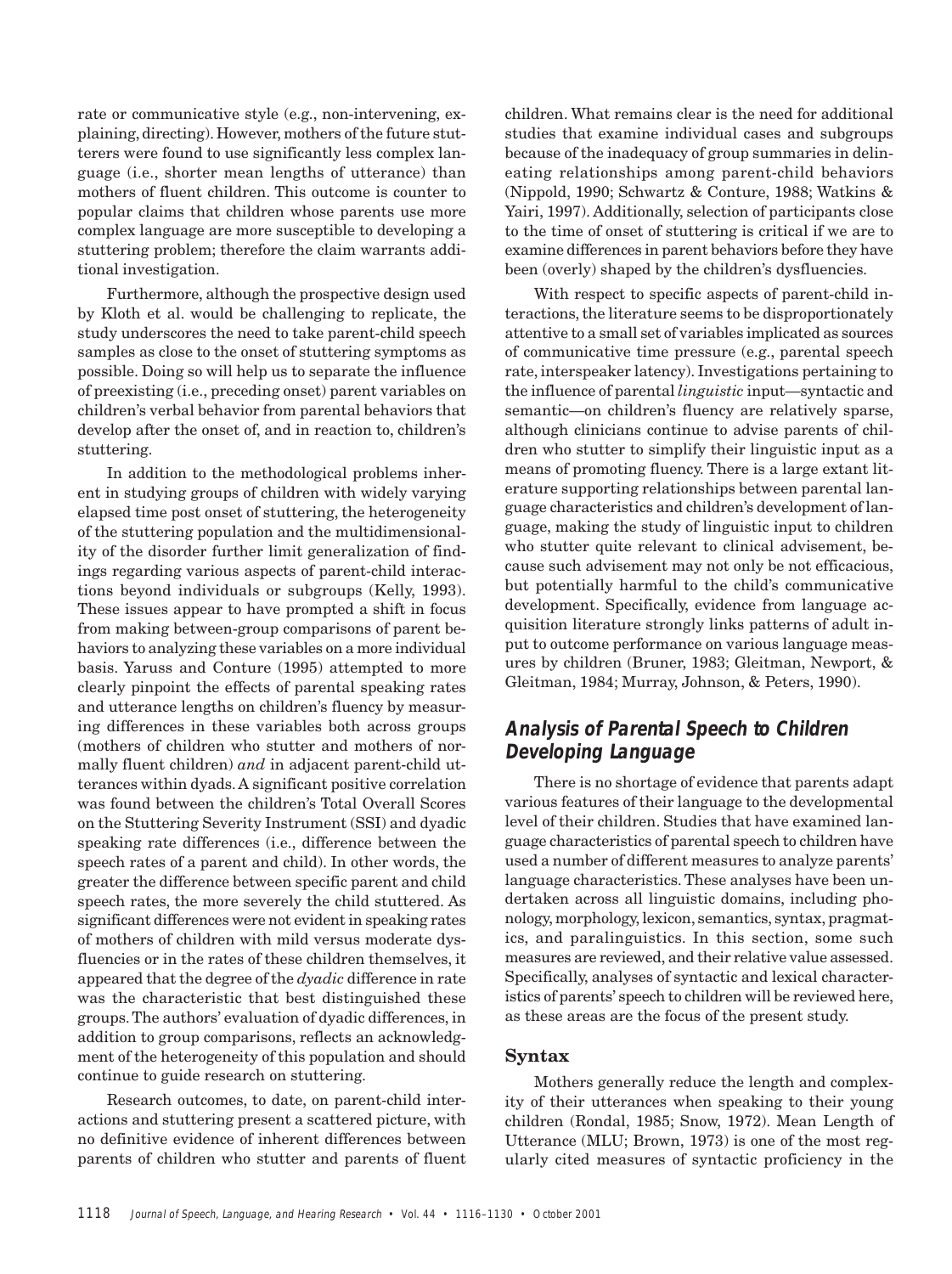rate or communicative style (e.g., non-intervening, explaining, directing). However, mothers of the future stutterers were found to use significantly less complex language (i.e., shorter mean lengths of utterance) than mothers of fluent children. This outcome is counter to popular claims that children whose parents use more complex language are more susceptible to developing a stuttering problem; therefore the claim warrants additional investigation.

Furthermore, although the prospective design used by Kloth et al. would be challenging to replicate, the study underscores the need to take parent-child speech samples as close to the onset of stuttering symptoms as possible. Doing so will help us to separate the influence of preexisting (i.e., preceding onset) parent variables on children's verbal behavior from parental behaviors that develop after the onset of, and in reaction to, children's stuttering.

In addition to the methodological problems inherent in studying groups of children with widely varying elapsed time post onset of stuttering, the heterogeneity of the stuttering population and the multidimensionality of the disorder further limit generalization of findings regarding various aspects of parent-child interactions beyond individuals or subgroups (Kelly, 1993). These issues appear to have prompted a shift in focus from making between-group comparisons of parent behaviors to analyzing these variables on a more individual basis. Yaruss and Conture (1995) attempted to more clearly pinpoint the effects of parental speaking rates and utterance lengths on children's fluency by measuring differences in these variables both across groups (mothers of children who stutter and mothers of normally fluent children) *and* in adjacent parent-child utterances within dyads. A significant positive correlation was found between the children's Total Overall Scores on the Stuttering Severity Instrument (SSI) and dyadic speaking rate differences (i.e., difference between the speech rates of a parent and child). In other words, the greater the difference between specific parent and child speech rates, the more severely the child stuttered. As significant differences were not evident in speaking rates of mothers of children with mild versus moderate dysfluencies or in the rates of these children themselves, it appeared that the degree of the *dyadic* difference in rate was the characteristic that best distinguished these groups. The authors' evaluation of dyadic differences, in addition to group comparisons, reflects an acknowledgment of the heterogeneity of this population and should continue to guide research on stuttering.

Research outcomes, to date, on parent-child interactions and stuttering present a scattered picture, with no definitive evidence of inherent differences between parents of children who stutter and parents of fluent children. What remains clear is the need for additional studies that examine individual cases and subgroups because of the inadequacy of group summaries in delineating relationships among parent-child behaviors (Nippold, 1990; Schwartz & Conture, 1988; Watkins & Yairi, 1997). Additionally, selection of participants close to the time of onset of stuttering is critical if we are to examine differences in parent behaviors before they have been (overly) shaped by the children's dysfluencies.

With respect to specific aspects of parent-child interactions, the literature seems to be disproportionately attentive to a small set of variables implicated as sources of communicative time pressure (e.g., parental speech rate, interspeaker latency). Investigations pertaining to the influence of parental *linguistic* input—syntactic and semantic—on children's fluency are relatively sparse, although clinicians continue to advise parents of children who stutter to simplify their linguistic input as a means of promoting fluency. There is a large extant literature supporting relationships between parental language characteristics and children's development of language, making the study of linguistic input to children who stutter quite relevant to clinical advisement, because such advisement may not only be not efficacious, but potentially harmful to the child's communicative development. Specifically, evidence from language acquisition literature strongly links patterns of adult input to outcome performance on various language measures by children (Bruner, 1983; Gleitman, Newport, & Gleitman, 1984; Murray, Johnson, & Peters, 1990).

## Analysis of Parental Speech to Children Developing Language

There is no shortage of evidence that parents adapt various features of their language to the developmental level of their children. Studies that have examined language characteristics of parental speech to children have used a number of different measures to analyze parents' language characteristics. These analyses have been undertaken across all linguistic domains, including phonology, morphology, lexicon, semantics, syntax, pragmatics, and paralinguistics. In this section, some such measures are reviewed, and their relative value assessed. Specifically, analyses of syntactic and lexical characteristics of parents' speech to children will be reviewed here, as these areas are the focus of the present study.

### Syntax

Mothers generally reduce the length and complexity of their utterances when speaking to their young children (Rondal, 1985; Snow, 1972). Mean Length of Utterance (MLU; Brown, 1973) is one of the most regularly cited measures of syntactic proficiency in the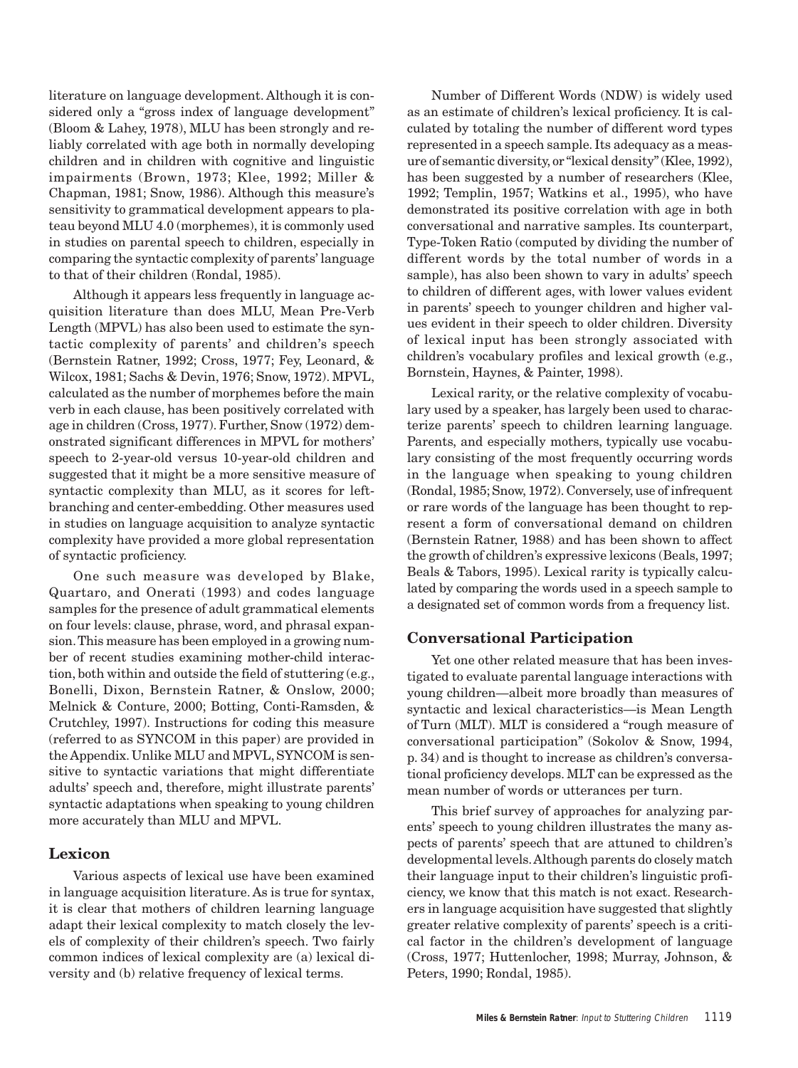literature on language development. Although it is considered only a "gross index of language development" (Bloom & Lahey, 1978), MLU has been strongly and reliably correlated with age both in normally developing children and in children with cognitive and linguistic impairments (Brown, 1973; Klee, 1992; Miller & Chapman, 1981; Snow, 1986). Although this measure's sensitivity to grammatical development appears to plateau beyond MLU 4.0 (morphemes), it is commonly used in studies on parental speech to children, especially in comparing the syntactic complexity of parents' language to that of their children (Rondal, 1985).

Although it appears less frequently in language acquisition literature than does MLU, Mean Pre-Verb Length (MPVL) has also been used to estimate the syntactic complexity of parents' and children's speech (Bernstein Ratner, 1992; Cross, 1977; Fey, Leonard, & Wilcox, 1981; Sachs & Devin, 1976; Snow, 1972). MPVL, calculated as the number of morphemes before the main verb in each clause, has been positively correlated with age in children (Cross, 1977). Further, Snow (1972) demonstrated significant differences in MPVL for mothers' speech to 2-year-old versus 10-year-old children and suggested that it might be a more sensitive measure of syntactic complexity than MLU, as it scores for left-branching and center-embedding. Other measures used in studies on language acquisition to analyze syntactic complexity have provided a more global representation of syntactic proficiency.

One such measure was developed by Blake, Quartaro, and Onerati (1993) and codes language samples for the presence of adult grammatical elements on four levels: clause, phrase, word, and phrasal expansion. This measure has been employed in a growing number of recent studies examining mother-child interaction, both within and outside the field of stuttering (e.g., Bonelli, Dixon, Bernstein Ratner, & Onslow, 2000; Melnick & Conture, 2000; Botting, Conti-Ramsden, & Crutchley, 1997). Instructions for coding this measure (referred to as SYNCOM in this paper) are provided in the Appendix. Unlike MLU and MPVL, SYNCOM is sensitive to syntactic variations that might differentiate adults' speech and, therefore, might illustrate parents' syntactic adaptations when speaking to young children more accurately than MLU and MPVL.

## Lexicon

Various aspects of lexical use have been examined in language acquisition literature. As is true for syntax, it is clear that mothers of children learning language adapt their lexical complexity to match closely the levels of complexity of their children's speech. Two fairly common indices of lexical complexity are (a) lexical diversity and (b) relative frequency of lexical terms.

Number of Different Words (NDW) is widely used as an estimate of children's lexical proficiency. It is calculated by totaling the number of different word types represented in a speech sample. Its adequacy as a measure of semantic diversity, or "lexical density" (Klee, 1992), has been suggested by a number of researchers (Klee, 1992; Templin, 1957; Watkins et al., 1995), who have demonstrated its positive correlation with age in both conversational and narrative samples. Its counterpart, Type-Token Ratio (computed by dividing the number of different words by the total number of words in a sample), has also been shown to vary in adults' speech to children of different ages, with lower values evident in parents' speech to younger children and higher values evident in their speech to older children. Diversity of lexical input has been strongly associated with children's vocabulary profiles and lexical growth (e.g., Bornstein, Haynes, & Painter, 1998).

Lexical rarity, or the relative complexity of vocabulary used by a speaker, has largely been used to characterize parents' speech to children learning language. Parents, and especially mothers, typically use vocabulary consisting of the most frequently occurring words in the language when speaking to young children (Rondal, 1985; Snow, 1972). Conversely, use of infrequent or rare words of the language has been thought to represent a form of conversational demand on children (Bernstein Ratner, 1988) and has been shown to affect the growth of children's expressive lexicons (Beals, 1997; Beals & Tabors, 1995). Lexical rarity is typically calculated by comparing the words used in a speech sample to a designated set of common words from a frequency list.

## Conversational Participation

Yet one other related measure that has been investigated to evaluate parental language interactions with young children—albeit more broadly than measures of syntactic and lexical characteristics—is Mean Length of Turn (MLT). MLT is considered a "rough measure of conversational participation" (Sokolov & Snow, 1994, p. 34) and is thought to increase as children's conversational proficiency develops. MLT can be expressed as the mean number of words or utterances per turn.

This brief survey of approaches for analyzing parents' speech to young children illustrates the many aspects of parents' speech that are attuned to children's developmental levels. Although parents do closely match their language input to their children's linguistic proficiency, we know that this match is not exact. Researchers in language acquisition have suggested that slightly greater relative complexity of parents' speech is a critical factor in the children's development of language (Cross, 1977; Huttenlocher, 1998; Murray, Johnson, & Peters, 1990; Rondal, 1985).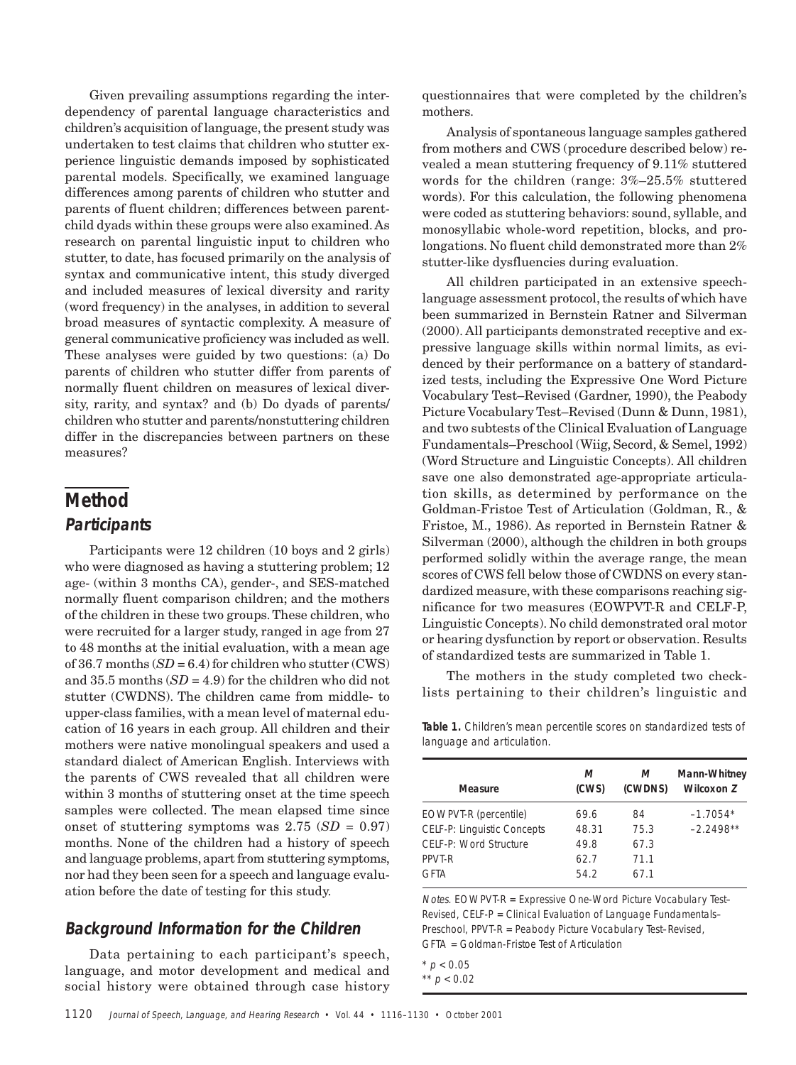Given prevailing assumptions regarding the interdependency of parental language characteristics and children's acquisition of language, the present study was undertaken to test claims that children who stutter experience linguistic demands imposed by sophisticated parental models. Specifically, we examined language differences among parents of children who stutter and parents of fluent children; differences between parent-child dyads within these groups were also examined. As research on parental linguistic input to children who stutter, to date, has focused primarily on the analysis of syntax and communicative intent, this study diverged and included measures of lexical diversity and rarity (word frequency) in the analyses, in addition to several broad measures of syntactic complexity. A measure of general communicative proficiency was included as well. These analyses were guided by two questions: (a) Do parents of children who stutter differ from parents of normally fluent children on measures of lexical diversity, rarity, and syntax? and (b) Do dyads of parents/children who stutter and parents/nonstuttering children differ in the discrepancies between partners on these measures?

# Method

## Participants

Participants were 12 children (10 boys and 2 girls) who were diagnosed as having a stuttering problem; 12 age- (within 3 months CA), gender-, and SES-matched normally fluent comparison children; and the mothers of the children in these two groups. These children, who were recruited for a larger study, ranged in age from 27 to 48 months at the initial evaluation, with a mean age of 36.7 months ($SD$ = 6.4) for children who stutter (CWS) and 35.5 months ($SD$ = 4.9) for the children who did not stutter (CWDNS). The children came from middle- to upper-class families, with a mean level of maternal education of 16 years in each group. All children and their mothers were native monolingual speakers and used a standard dialect of American English. Interviews with the parents of CWS revealed that all children were within 3 months of stuttering onset at the time speech samples were collected. The mean elapsed time since onset of stuttering symptoms was 2.75 ($SD$ = 0.97) months. None of the children had a history of speech and language problems, apart from stuttering symptoms, nor had they been seen for a speech and language evaluation before the date of testing for this study.

## Background Information for the Children

Data pertaining to each participant's speech, language, and motor development and medical and social history were obtained through case history questionnaires that were completed by the children's mothers.

Analysis of spontaneous language samples gathered from mothers and CWS (procedure described below) revealed a mean stuttering frequency of 9.11% stuttered words for the children (range: 3%–25.5% stuttered words). For this calculation, the following phenomena were coded as stuttering behaviors: sound, syllable, and monosyllabic whole-word repetition, blocks, and prolongations. No fluent child demonstrated more than 2% stutter-like dysfluencies during evaluation.

All children participated in an extensive speech-language assessment protocol, the results of which have been summarized in Bernstein Ratner and Silverman (2000). All participants demonstrated receptive and expressive language skills within normal limits, as evidenced by their performance on a battery of standardized tests, including the Expressive One Word Picture Vocabulary Test–Revised (Gardner, 1990), the Peabody Picture Vocabulary Test–Revised (Dunn & Dunn, 1981), and two subtests of the Clinical Evaluation of Language Fundamentals–Preschool (Wiig, Secord, & Semel, 1992) (Word Structure and Linguistic Concepts). All children save one also demonstrated age-appropriate articulation skills, as determined by performance on the Goldman-Fristoe Test of Articulation (Goldman, R., & Fristoe, M., 1986). As reported in Bernstein Ratner & Silverman (2000), although the children in both groups performed solidly within the average range, the mean scores of CWS fell below those of CWDNS on every standardized measure, with these comparisons reaching significance for two measures (EOWPVT-R and CELF-P, Linguistic Concepts). No child demonstrated oral motor or hearing dysfunction by report or observation. Results of standardized tests are summarized in Table 1.

The mothers in the study completed two checklists pertaining to their children's linguistic and

**Table 1.** Children's mean percentile scores on standardized tests of language and articulation.

| Measure | *M* (CWS) | *M* (CWDNS) | Mann-Whitney Wilcoxon *Z* |
|---|---|---|---|
| EOWPVT-R (percentile) | 69.6 | 84 | –1.7054* |
| CELF-P: Linguistic Concepts | 48.31 | 75.3 | –2.2498** |
| CELF-P: Word Structure | 49.8 | 67.3 | |
| PPVT-R | 62.7 | 71.1 | |
| GFTA | 54.2 | 67.1 | |

*Notes.* EOWPVT-R = Expressive One-Word Picture Vocabulary Test–Revised, CELF-P = Clinical Evaluation of Language Fundamentals–Preschool, PPVT-R = Peabody Picture Vocabulary Test–Revised, GFTA = Goldman-Fristoe Test of Articulation

* $p < 0.05$
** $p < 0.02$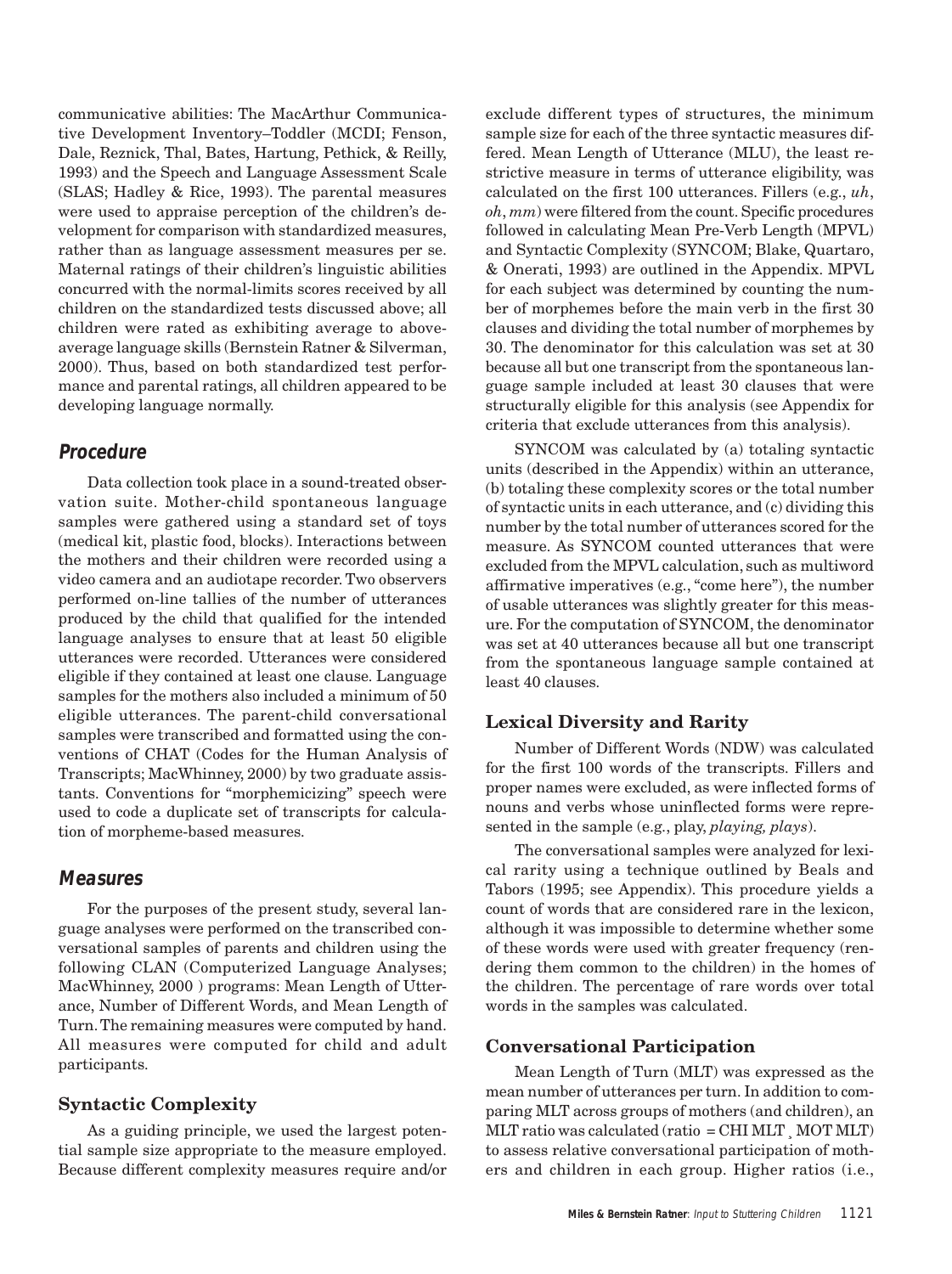communicative abilities: The MacArthur Communicative Development Inventory–Toddler (MCDI; Fenson, Dale, Reznick, Thal, Bates, Hartung, Pethick, & Reilly, 1993) and the Speech and Language Assessment Scale (SLAS; Hadley & Rice, 1993). The parental measures were used to appraise perception of the children's development for comparison with standardized measures, rather than as language assessment measures per se. Maternal ratings of their children's linguistic abilities concurred with the normal-limits scores received by all children on the standardized tests discussed above; all children were rated as exhibiting average to above-average language skills (Bernstein Ratner & Silverman, 2000). Thus, based on both standardized test performance and parental ratings, all children appeared to be developing language normally.

## Procedure

Data collection took place in a sound-treated observation suite. Mother-child spontaneous language samples were gathered using a standard set of toys (medical kit, plastic food, blocks). Interactions between the mothers and their children were recorded using a video camera and an audiotape recorder. Two observers performed on-line tallies of the number of utterances produced by the child that qualified for the intended language analyses to ensure that at least 50 eligible utterances were recorded. Utterances were considered eligible if they contained at least one clause. Language samples for the mothers also included a minimum of 50 eligible utterances. The parent-child conversational samples were transcribed and formatted using the conventions of CHAT (Codes for the Human Analysis of Transcripts; MacWhinney, 2000) by two graduate assistants. Conventions for "morphemicizing" speech were used to code a duplicate set of transcripts for calculation of morpheme-based measures.

## Measures

For the purposes of the present study, several language analyses were performed on the transcribed conversational samples of parents and children using the following CLAN (Computerized Language Analyses; MacWhinney, 2000 ) programs: Mean Length of Utterance, Number of Different Words, and Mean Length of Turn. The remaining measures were computed by hand. All measures were computed for child and adult participants.

### Syntactic Complexity

As a guiding principle, we used the largest potential sample size appropriate to the measure employed. Because different complexity measures require and/or exclude different types of structures, the minimum sample size for each of the three syntactic measures differed. Mean Length of Utterance (MLU), the least restrictive measure in terms of utterance eligibility, was calculated on the first 100 utterances. Fillers (e.g., *uh*, *oh*, *mm*) were filtered from the count. Specific procedures followed in calculating Mean Pre-Verb Length (MPVL) and Syntactic Complexity (SYNCOM; Blake, Quartaro, & Onerati, 1993) are outlined in the Appendix. MPVL for each subject was determined by counting the number of morphemes before the main verb in the first 30 clauses and dividing the total number of morphemes by 30. The denominator for this calculation was set at 30 because all but one transcript from the spontaneous language sample included at least 30 clauses that were structurally eligible for this analysis (see Appendix for criteria that exclude utterances from this analysis).

SYNCOM was calculated by (a) totaling syntactic units (described in the Appendix) within an utterance, (b) totaling these complexity scores or the total number of syntactic units in each utterance, and (c) dividing this number by the total number of utterances scored for the measure. As SYNCOM counted utterances that were excluded from the MPVL calculation, such as multiword affirmative imperatives (e.g., "come here"), the number of usable utterances was slightly greater for this measure. For the computation of SYNCOM, the denominator was set at 40 utterances because all but one transcript from the spontaneous language sample contained at least 40 clauses.

### Lexical Diversity and Rarity

Number of Different Words (NDW) was calculated for the first 100 words of the transcripts. Fillers and proper names were excluded, as were inflected forms of nouns and verbs whose uninflected forms were represented in the sample (e.g., play, *playing, plays*).

The conversational samples were analyzed for lexical rarity using a technique outlined by Beals and Tabors (1995; see Appendix). This procedure yields a count of words that are considered rare in the lexicon, although it was impossible to determine whether some of these words were used with greater frequency (rendering them common to the children) in the homes of the children. The percentage of rare words over total words in the samples was calculated.

### Conversational Participation

Mean Length of Turn (MLT) was expressed as the mean number of utterances per turn. In addition to comparing MLT across groups of mothers (and children), an MLT ratio was calculated (ratio = CHI MLT ¸ MOT MLT) to assess relative conversational participation of mothers and children in each group. Higher ratios (i.e.,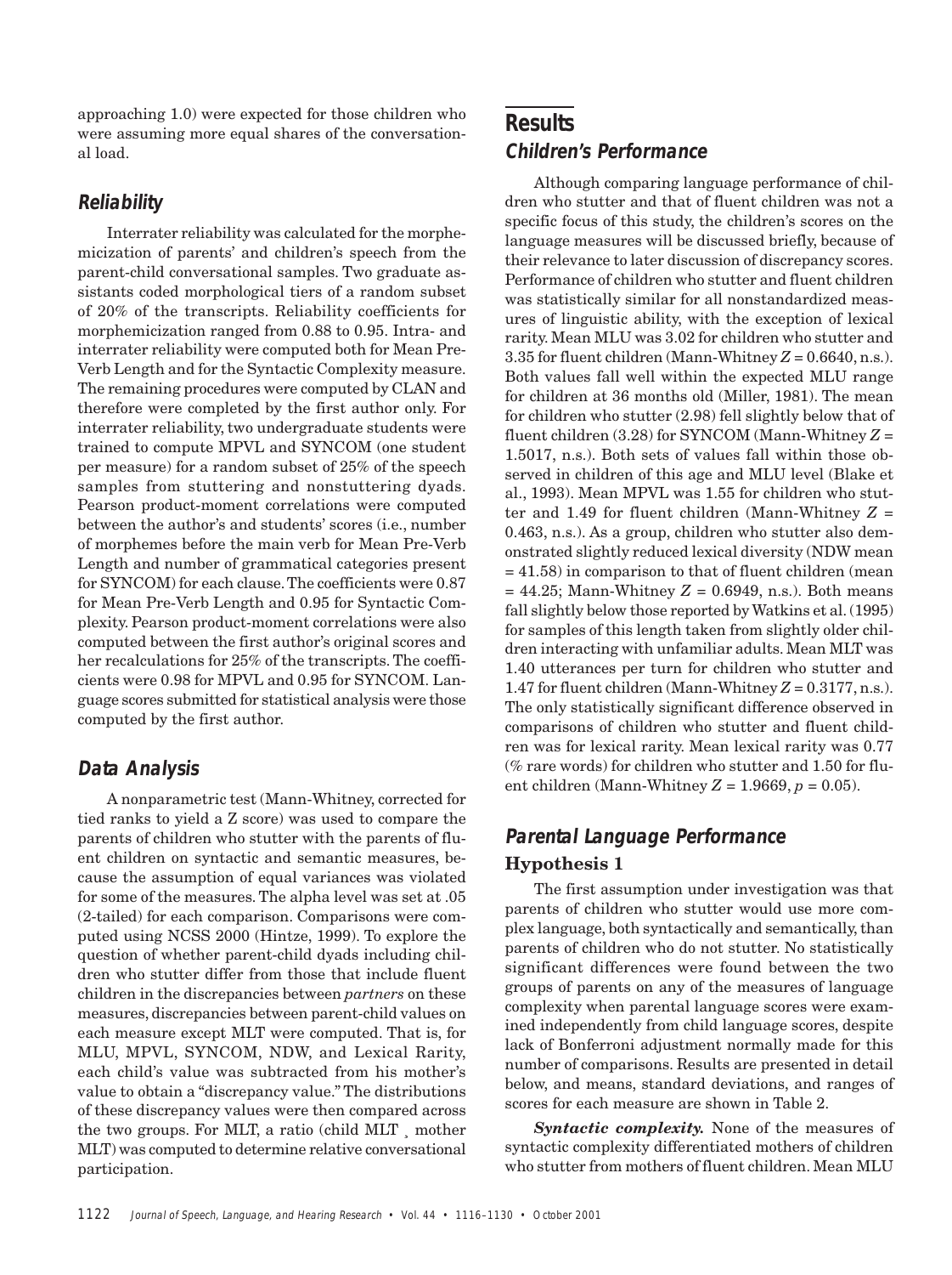approaching 1.0) were expected for those children who were assuming more equal shares of the conversational load.

### Reliability

Interrater reliability was calculated for the morphemicization of parents' and children's speech from the parent-child conversational samples. Two graduate assistants coded morphological tiers of a random subset of 20% of the transcripts. Reliability coefficients for morphemicization ranged from 0.88 to 0.95. Intra- and interrater reliability were computed both for Mean Pre-Verb Length and for the Syntactic Complexity measure. The remaining procedures were computed by CLAN and therefore were completed by the first author only. For interrater reliability, two undergraduate students were trained to compute MPVL and SYNCOM (one student per measure) for a random subset of 25% of the speech samples from stuttering and nonstuttering dyads. Pearson product-moment correlations were computed between the author's and students' scores (i.e., number of morphemes before the main verb for Mean Pre-Verb Length and number of grammatical categories present for SYNCOM) for each clause. The coefficients were 0.87 for Mean Pre-Verb Length and 0.95 for Syntactic Complexity. Pearson product-moment correlations were also computed between the first author's original scores and her recalculations for 25% of the transcripts. The coefficients were 0.98 for MPVL and 0.95 for SYNCOM. Language scores submitted for statistical analysis were those computed by the first author.

### Data Analysis

A nonparametric test (Mann-Whitney, corrected for tied ranks to yield a Z score) was used to compare the parents of children who stutter with the parents of fluent children on syntactic and semantic measures, because the assumption of equal variances was violated for some of the measures. The alpha level was set at .05 (2-tailed) for each comparison. Comparisons were computed using NCSS 2000 (Hintze, 1999). To explore the question of whether parent-child dyads including children who stutter differ from those that include fluent children in the discrepancies between *partners* on these measures, discrepancies between parent-child values on each measure except MLT were computed. That is, for MLU, MPVL, SYNCOM, NDW, and Lexical Rarity, each child's value was subtracted from his mother's value to obtain a "discrepancy value." The distributions of these discrepancy values were then compared across the two groups. For MLT, a ratio (child MLT ¸ mother MLT) was computed to determine relative conversational participation.

## Results

### Children's Performance

Although comparing language performance of children who stutter and that of fluent children was not a specific focus of this study, the children's scores on the language measures will be discussed briefly, because of their relevance to later discussion of discrepancy scores. Performance of children who stutter and fluent children was statistically similar for all nonstandardized measures of linguistic ability, with the exception of lexical rarity. Mean MLU was 3.02 for children who stutter and 3.35 for fluent children (Mann-Whitney $Z = 0.6640$, n.s.). Both values fall well within the expected MLU range for children at 36 months old (Miller, 1981). The mean for children who stutter (2.98) fell slightly below that of fluent children (3.28) for SYNCOM (Mann-Whitney $Z = 1.5017$, n.s.). Both sets of values fall within those observed in children of this age and MLU level (Blake et al., 1993). Mean MPVL was 1.55 for children who stutter and 1.49 for fluent children (Mann-Whitney $Z = 0.463$, n.s.). As a group, children who stutter also demonstrated slightly reduced lexical diversity (NDW mean = 41.58) in comparison to that of fluent children (mean = 44.25; Mann-Whitney $Z = 0.6949$, n.s.). Both means fall slightly below those reported by Watkins et al. (1995) for samples of this length taken from slightly older children interacting with unfamiliar adults. Mean MLT was 1.40 utterances per turn for children who stutter and 1.47 for fluent children (Mann-Whitney $Z = 0.3177$, n.s.). The only statistically significant difference observed in comparisons of children who stutter and fluent children was for lexical rarity. Mean lexical rarity was 0.77 (% rare words) for children who stutter and 1.50 for fluent children (Mann-Whitney $Z = 1.9669$, $p = 0.05$).

### Parental Language Performance

#### Hypothesis 1

The first assumption under investigation was that parents of children who stutter would use more complex language, both syntactically and semantically, than parents of children who do not stutter. No statistically significant differences were found between the two groups of parents on any of the measures of language complexity when parental language scores were examined independently from child language scores, despite lack of Bonferroni adjustment normally made for this number of comparisons. Results are presented in detail below, and means, standard deviations, and ranges of scores for each measure are shown in Table 2.

***Syntactic complexity.*** None of the measures of syntactic complexity differentiated mothers of children who stutter from mothers of fluent children. Mean MLU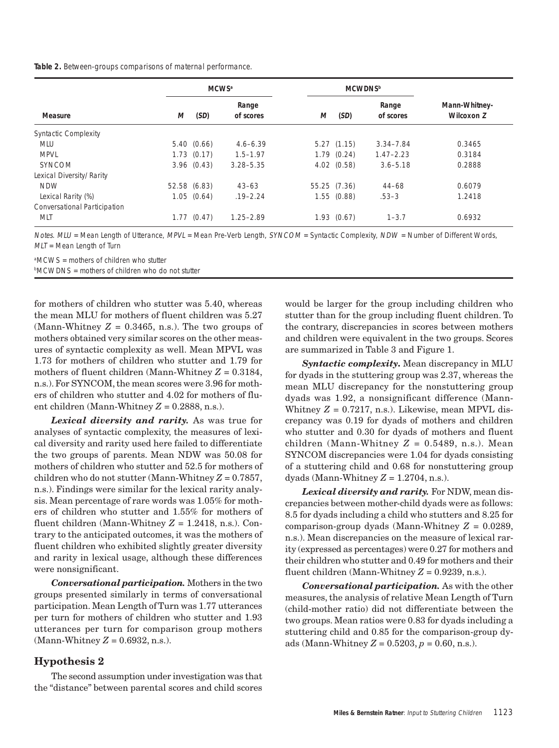**Table 2.** Between-groups comparisons of maternal performance.

| Measure | MCWS[a] |  |  | MCWDNS[b] |  |  | Mann-Whitney-Wilcoxon $Z$ |
|---|---|---|---|---|---|---|---|
|  | $M$ | ($SD$) | Range of scores | $M$ | ($SD$) | Range of scores |  |
| Syntactic Complexity |  |  |  |  |  |  |  |
| MLU | 5.40 | (0.66) | 4.6–6.39 | 5.27 | (1.15) | 3.34–7.84 | 0.3465 |
| MPVL | 1.73 | (0.17) | 1.5–1.97 | 1.79 | (0.24) | 1.47–2.23 | 0.3184 |
| SYNCOM | 3.96 | (0.43) | 3.28–5.35 | 4.02 | (0.58) | 3.6–5.18 | 0.2888 |
| Lexical Diversity/Rarity |  |  |  |  |  |  |  |
| NDW | 52.58 | (6.83) | 43–63 | 55.25 | (7.36) | 44–68 | 0.6079 |
| Lexical Rarity (%) | 1.05 | (0.64) | .19–2.24 | 1.55 | (0.88) | .53–3 | 1.2418 |
| Conversational Participation |  |  |  |  |  |  |  |
| MLT | 1.77 | (0.47) | 1.25–2.89 | 1.93 | (0.67) | 1–3.7 | 0.6932 |

*Notes.* MLU = Mean Length of Utterance, MPVL = Mean Pre-Verb Length, SYNCOM = Syntactic Complexity, NDW = Number of Different Words, MLT = Mean Length of Turn

[a]MCWS = mothers of children who stutter
[b]MCWDNS = mothers of children who do not stutter

for mothers of children who stutter was 5.40, whereas the mean MLU for mothers of fluent children was 5.27 (Mann-Whitney $Z = 0.3465$, n.s.). The two groups of mothers obtained very similar scores on the other measures of syntactic complexity as well. Mean MPVL was 1.73 for mothers of children who stutter and 1.79 for mothers of fluent children (Mann-Whitney $Z = 0.3184$, n.s.). For SYNCOM, the mean scores were 3.96 for mothers of children who stutter and 4.02 for mothers of fluent children (Mann-Whitney $Z = 0.2888$, n.s.).

***Lexical diversity and rarity.*** As was true for analyses of syntactic complexity, the measures of lexical diversity and rarity used here failed to differentiate the two groups of parents. Mean NDW was 50.08 for mothers of children who stutter and 52.5 for mothers of children who do not stutter (Mann-Whitney $Z = 0.7857$, n.s.). Findings were similar for the lexical rarity analysis. Mean percentage of rare words was 1.05% for mothers of children who stutter and 1.55% for mothers of fluent children (Mann-Whitney $Z = 1.2418$, n.s.). Contrary to the anticipated outcomes, it was the mothers of fluent children who exhibited slightly greater diversity and rarity in lexical usage, although these differences were nonsignificant.

***Conversational participation.*** Mothers in the two groups presented similarly in terms of conversational participation. Mean Length of Turn was 1.77 utterances per turn for mothers of children who stutter and 1.93 utterances per turn for comparison group mothers (Mann-Whitney $Z = 0.6932$, n.s.).

## Hypothesis 2

The second assumption under investigation was that the "distance" between parental scores and child scores would be larger for the group including children who stutter than for the group including fluent children. To the contrary, discrepancies in scores between mothers and children were equivalent in the two groups. Scores are summarized in Table 3 and Figure 1.

***Syntactic complexity.*** Mean discrepancy in MLU for dyads in the stuttering group was 2.37, whereas the mean MLU discrepancy for the nonstuttering group dyads was 1.92, a nonsignificant difference (Mann-Whitney $Z = 0.7217$, n.s.). Likewise, mean MPVL discrepancy was 0.19 for dyads of mothers and children who stutter and 0.30 for dyads of mothers and fluent children (Mann-Whitney $Z = 0.5489$, n.s.). Mean SYNCOM discrepancies were 1.04 for dyads consisting of a stuttering child and 0.68 for nonstuttering group dyads (Mann-Whitney $Z = 1.2704$, n.s.).

***Lexical diversity and rarity.*** For NDW, mean discrepancies between mother-child dyads were as follows: 8.5 for dyads including a child who stutters and 8.25 for comparison-group dyads (Mann-Whitney $Z = 0.0289$, n.s.). Mean discrepancies on the measure of lexical rarity (expressed as percentages) were 0.27 for mothers and their children who stutter and 0.49 for mothers and their fluent children (Mann-Whitney $Z = 0.9239$, n.s.).

***Conversational participation.*** As with the other measures, the analysis of relative Mean Length of Turn (child-mother ratio) did not differentiate between the two groups. Mean ratios were 0.83 for dyads including a stuttering child and 0.85 for the comparison-group dyads (Mann-Whitney $Z = 0.5203$, $p = 0.60$, n.s.).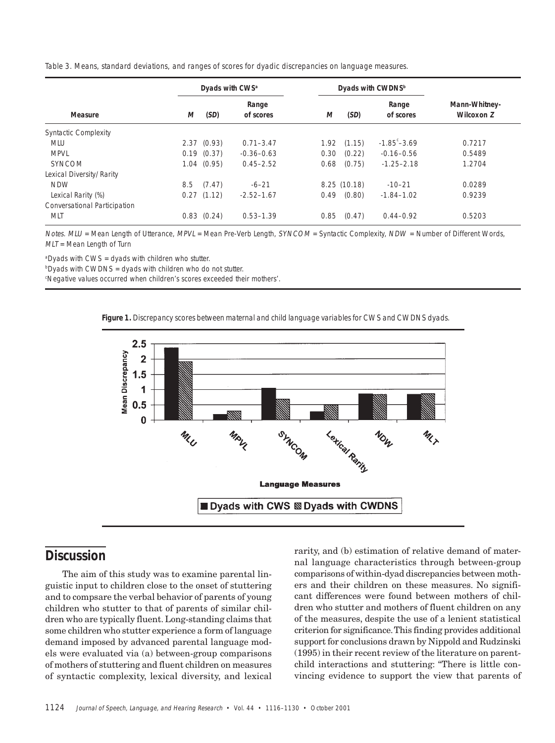Table 3. Means, standard deviations, and ranges of scores for dyadic discrepancies on language measures.

| Measure | Dyads with CWS[a] | | | Dyads with CWDNS[b] | | | Mann-Whitney-Wilcoxon *Z* |
|---|---|---|---|---|---|---|---|
| | *M* | (*SD*) | Range of scores | *M* | (*SD*) | Range of scores | |
| Syntactic Complexity | | | | | | | |
| MLU | 2.37 | (0.93) | 0.71–3.47 | 1.92 | (1.15) | -1.85[c]–3.69 | 0.7217 |
| MPVL | 0.19 | (0.37) | -0.36–0.63 | 0.30 | (0.22) | -0.16–0.56 | 0.5489 |
| SYNCOM | 1.04 | (0.95) | 0.45–2.52 | 0.68 | (0.75) | -1.25–2.18 | 1.2704 |
| Lexical Diversity/Rarity | | | | | | | |
| NDW | 8.5 | (7.47) | -6–21 | 8.25 | (10.18) | -10–21 | 0.0289 |
| Lexical Rarity (%) | 0.27 | (1.12) | -2.52–1.67 | 0.49 | (0.80) | -1.84–1.02 | 0.9239 |
| Conversational Participation | | | | | | | |
| MLT | 0.83 | (0.24) | 0.53–1.39 | 0.85 | (0.47) | 0.44–0.92 | 0.5203 |

*Notes.* *MLU* = Mean Length of Utterance, *MPVL* = Mean Pre-Verb Length, *SYNCOM* = Syntactic Complexity, *NDW* = Number of Different Words, *MLT* = Mean Length of Turn

[a]Dyads with CWS = dyads with children who stutter.
[b]Dyads with CWDNS = dyads with children who do not stutter.
[c]Negative values occurred when children's scores exceeded their mothers'.

**Figure 1.** Discrepancy scores between maternal and child language variables for CWS and CWDNS dyads.

## Discussion

The aim of this study was to examine parental linguistic input to children close to the onset of stuttering and to compsare the verbal behavior of parents of young children who stutter to that of parents of similar children who are typically fluent. Long-standing claims that some children who stutter experience a form of language demand imposed by advanced parental language models were evaluated via (a) between-group comparisons of mothers of stuttering and fluent children on measures of syntactic complexity, lexical diversity, and lexical rarity, and (b) estimation of relative demand of maternal language characteristics through between-group comparisons of within-dyad discrepancies between mothers and their children on these measures. No significant differences were found between mothers of children who stutter and mothers of fluent children on any of the measures, despite the use of a lenient statistical criterion for significance. This finding provides additional support for conclusions drawn by Nippold and Rudzinski (1995) in their recent review of the literature on parent-child interactions and stuttering: "There is little convincing evidence to support the view that parents of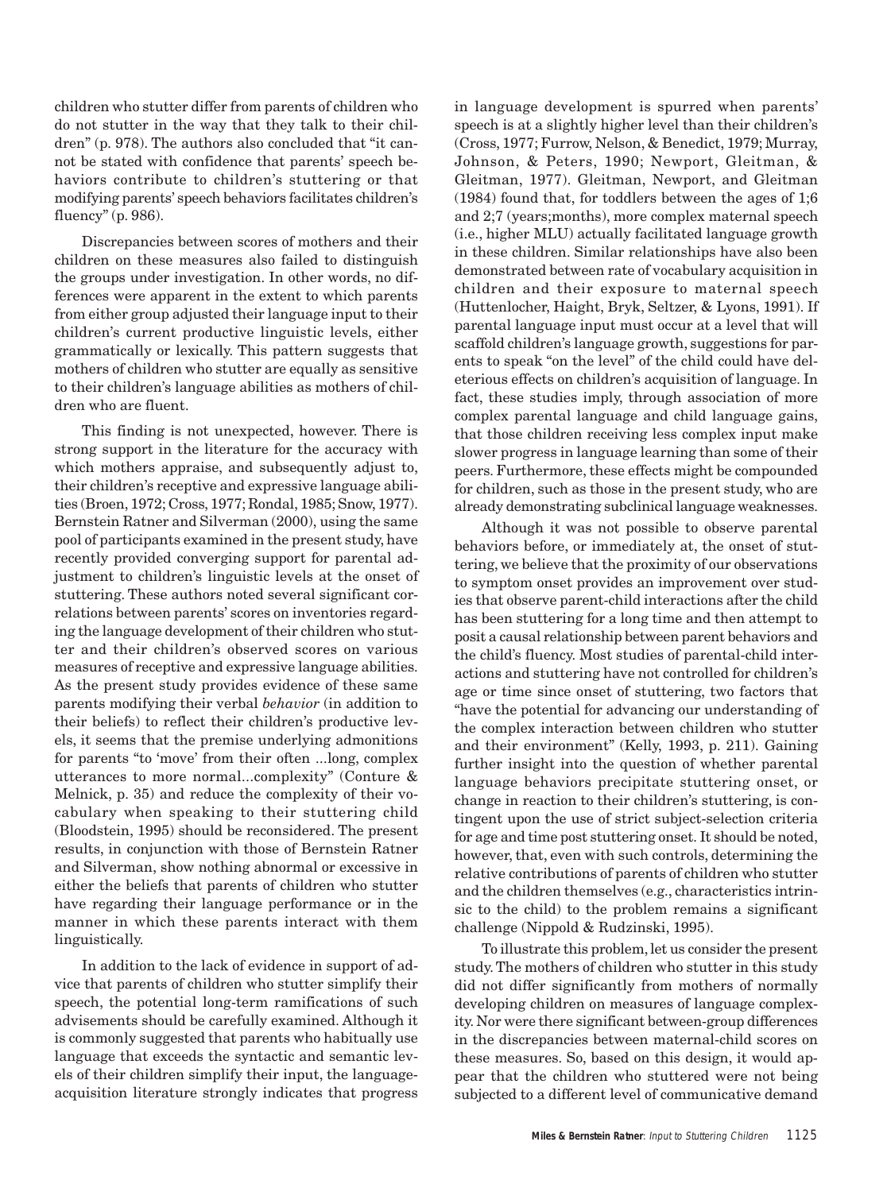children who stutter differ from parents of children who do not stutter in the way that they talk to their children" (p. 978). The authors also concluded that "it cannot be stated with confidence that parents' speech behaviors contribute to children's stuttering or that modifying parents' speech behaviors facilitates children's fluency" (p. 986).

Discrepancies between scores of mothers and their children on these measures also failed to distinguish the groups under investigation. In other words, no differences were apparent in the extent to which parents from either group adjusted their language input to their children's current productive linguistic levels, either grammatically or lexically. This pattern suggests that mothers of children who stutter are equally as sensitive to their children's language abilities as mothers of children who are fluent.

This finding is not unexpected, however. There is strong support in the literature for the accuracy with which mothers appraise, and subsequently adjust to, their children's receptive and expressive language abilities (Broen, 1972; Cross, 1977; Rondal, 1985; Snow, 1977). Bernstein Ratner and Silverman (2000), using the same pool of participants examined in the present study, have recently provided converging support for parental adjustment to children's linguistic levels at the onset of stuttering. These authors noted several significant correlations between parents' scores on inventories regarding the language development of their children who stutter and their children's observed scores on various measures of receptive and expressive language abilities. As the present study provides evidence of these same parents modifying their verbal *behavior* (in addition to their beliefs) to reflect their children's productive levels, it seems that the premise underlying admonitions for parents "to 'move' from their often ...long, complex utterances to more normal...complexity" (Conture & Melnick, p. 35) and reduce the complexity of their vocabulary when speaking to their stuttering child (Bloodstein, 1995) should be reconsidered. The present results, in conjunction with those of Bernstein Ratner and Silverman, show nothing abnormal or excessive in either the beliefs that parents of children who stutter have regarding their language performance or in the manner in which these parents interact with them linguistically.

In addition to the lack of evidence in support of advice that parents of children who stutter simplify their speech, the potential long-term ramifications of such advisements should be carefully examined. Although it is commonly suggested that parents who habitually use language that exceeds the syntactic and semantic levels of their children simplify their input, the language-acquisition literature strongly indicates that progress in language development is spurred when parents' speech is at a slightly higher level than their children's (Cross, 1977; Furrow, Nelson, & Benedict, 1979; Murray, Johnson, & Peters, 1990; Newport, Gleitman, & Gleitman, 1977). Gleitman, Newport, and Gleitman (1984) found that, for toddlers between the ages of 1;6 and 2;7 (years;months), more complex maternal speech (i.e., higher MLU) actually facilitated language growth in these children. Similar relationships have also been demonstrated between rate of vocabulary acquisition in children and their exposure to maternal speech (Huttenlocher, Haight, Bryk, Seltzer, & Lyons, 1991). If parental language input must occur at a level that will scaffold children's language growth, suggestions for parents to speak "on the level" of the child could have deleterious effects on children's acquisition of language. In fact, these studies imply, through association of more complex parental language and child language gains, that those children receiving less complex input make slower progress in language learning than some of their peers. Furthermore, these effects might be compounded for children, such as those in the present study, who are already demonstrating subclinical language weaknesses.

Although it was not possible to observe parental behaviors before, or immediately at, the onset of stuttering, we believe that the proximity of our observations to symptom onset provides an improvement over studies that observe parent-child interactions after the child has been stuttering for a long time and then attempt to posit a causal relationship between parent behaviors and the child's fluency. Most studies of parental-child interactions and stuttering have not controlled for children's age or time since onset of stuttering, two factors that "have the potential for advancing our understanding of the complex interaction between children who stutter and their environment" (Kelly, 1993, p. 211). Gaining further insight into the question of whether parental language behaviors precipitate stuttering onset, or change in reaction to their children's stuttering, is contingent upon the use of strict subject-selection criteria for age and time post stuttering onset. It should be noted, however, that, even with such controls, determining the relative contributions of parents of children who stutter and the children themselves (e.g., characteristics intrinsic to the child) to the problem remains a significant challenge (Nippold & Rudzinski, 1995).

To illustrate this problem, let us consider the present study. The mothers of children who stutter in this study did not differ significantly from mothers of normally developing children on measures of language complexity. Nor were there significant between-group differences in the discrepancies between maternal-child scores on these measures. So, based on this design, it would appear that the children who stuttered were not being subjected to a different level of communicative demand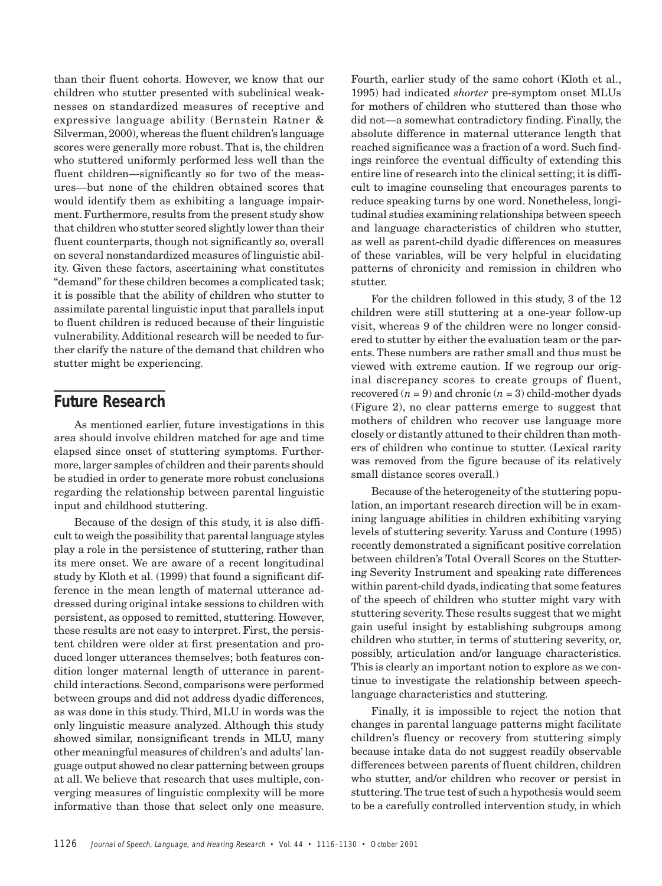than their fluent cohorts. However, we know that our children who stutter presented with subclinical weaknesses on standardized measures of receptive and expressive language ability (Bernstein Ratner & Silverman, 2000), whereas the fluent children's language scores were generally more robust. That is, the children who stuttered uniformly performed less well than the fluent children—significantly so for two of the measures—but none of the children obtained scores that would identify them as exhibiting a language impairment. Furthermore, results from the present study show that children who stutter scored slightly lower than their fluent counterparts, though not significantly so, overall on several nonstandardized measures of linguistic ability. Given these factors, ascertaining what constitutes "demand" for these children becomes a complicated task; it is possible that the ability of children who stutter to assimilate parental linguistic input that parallels input to fluent children is reduced because of their linguistic vulnerability. Additional research will be needed to further clarify the nature of the demand that children who stutter might be experiencing.

## Future Research

As mentioned earlier, future investigations in this area should involve children matched for age and time elapsed since onset of stuttering symptoms. Furthermore, larger samples of children and their parents should be studied in order to generate more robust conclusions regarding the relationship between parental linguistic input and childhood stuttering.

Because of the design of this study, it is also difficult to weigh the possibility that parental language styles play a role in the persistence of stuttering, rather than its mere onset. We are aware of a recent longitudinal study by Kloth et al. (1999) that found a significant difference in the mean length of maternal utterance addressed during original intake sessions to children with persistent, as opposed to remitted, stuttering. However, these results are not easy to interpret. First, the persistent children were older at first presentation and produced longer utterances themselves; both features condition longer maternal length of utterance in parent-child interactions. Second, comparisons were performed between groups and did not address dyadic differences, as was done in this study. Third, MLU in words was the only linguistic measure analyzed. Although this study showed similar, nonsignificant trends in MLU, many other meaningful measures of children's and adults' language output showed no clear patterning between groups at all. We believe that research that uses multiple, converging measures of linguistic complexity will be more informative than those that select only one measure. Fourth, earlier study of the same cohort (Kloth et al., 1995) had indicated *shorter* pre-symptom onset MLUs for mothers of children who stuttered than those who did not—a somewhat contradictory finding. Finally, the absolute difference in maternal utterance length that reached significance was a fraction of a word. Such findings reinforce the eventual difficulty of extending this entire line of research into the clinical setting; it is difficult to imagine counseling that encourages parents to reduce speaking turns by one word. Nonetheless, longitudinal studies examining relationships between speech and language characteristics of children who stutter, as well as parent-child dyadic differences on measures of these variables, will be very helpful in elucidating patterns of chronicity and remission in children who stutter.

For the children followed in this study, 3 of the 12 children were still stuttering at a one-year follow-up visit, whereas 9 of the children were no longer considered to stutter by either the evaluation team or the parents. These numbers are rather small and thus must be viewed with extreme caution. If we regroup our original discrepancy scores to create groups of fluent, recovered ($n = 9$) and chronic ($n = 3$) child-mother dyads (Figure 2), no clear patterns emerge to suggest that mothers of children who recover use language more closely or distantly attuned to their children than mothers of children who continue to stutter. (Lexical rarity was removed from the figure because of its relatively small distance scores overall.)

Because of the heterogeneity of the stuttering population, an important research direction will be in examining language abilities in children exhibiting varying levels of stuttering severity. Yaruss and Conture (1995) recently demonstrated a significant positive correlation between children's Total Overall Scores on the Stuttering Severity Instrument and speaking rate differences within parent-child dyads, indicating that some features of the speech of children who stutter might vary with stuttering severity. These results suggest that we might gain useful insight by establishing subgroups among children who stutter, in terms of stuttering severity, or, possibly, articulation and/or language characteristics. This is clearly an important notion to explore as we continue to investigate the relationship between speech-language characteristics and stuttering.

Finally, it is impossible to reject the notion that changes in parental language patterns might facilitate children's fluency or recovery from stuttering simply because intake data do not suggest readily observable differences between parents of fluent children, children who stutter, and/or children who recover or persist in stuttering. The true test of such a hypothesis would seem to be a carefully controlled intervention study, in which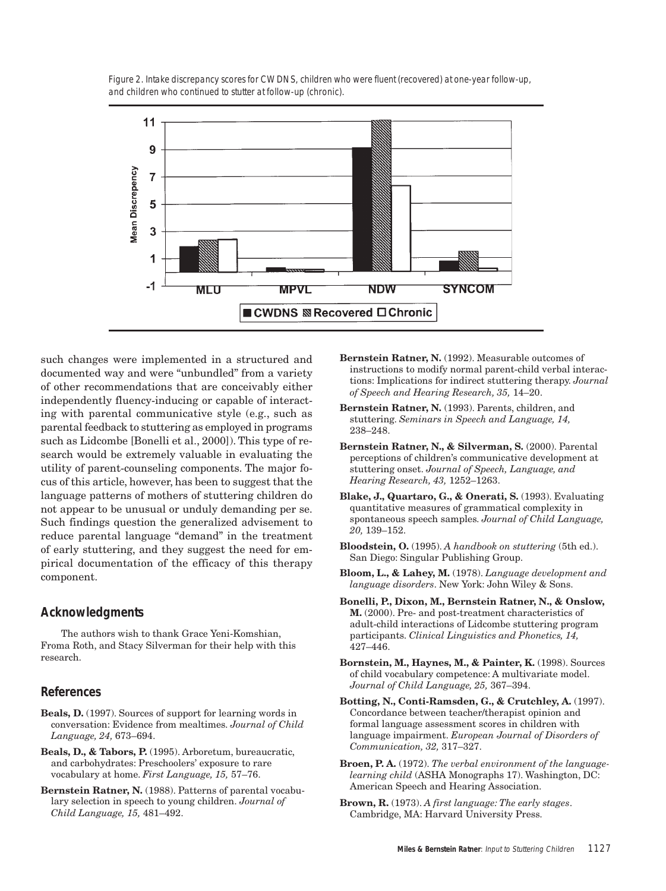Figure 2. Intake discrepancy scores for CWDNS, children who were fluent (recovered) at one-year follow-up, and children who continued to stutter at follow-up (chronic).

such changes were implemented in a structured and documented way and were "unbundled" from a variety of other recommendations that are conceivably either independently fluency-inducing or capable of interacting with parental communicative style (e.g., such as parental feedback to stuttering as employed in programs such as Lidcombe [Bonelli et al., 2000]). This type of research would be extremely valuable in evaluating the utility of parent-counseling components. The major focus of this article, however, has been to suggest that the language patterns of mothers of stuttering children do not appear to be unusual or unduly demanding per se. Such findings question the generalized advisement to reduce parental language "demand" in the treatment of early stuttering, and they suggest the need for empirical documentation of the efficacy of this therapy component.

## Acknowledgments

The authors wish to thank Grace Yeni-Komshian, Froma Roth, and Stacy Silverman for their help with this research.

## References

**Beals, D.** (1997). Sources of support for learning words in conversation: Evidence from mealtimes. *Journal of Child Language, 24,* 673–694.

**Beals, D., & Tabors, P.** (1995). Arboretum, bureaucratic, and carbohydrates: Preschoolers' exposure to rare vocabulary at home. *First Language, 15,* 57–76.

**Bernstein Ratner, N.** (1988). Patterns of parental vocabulary selection in speech to young children. *Journal of Child Language, 15,* 481–492.

**Bernstein Ratner, N.** (1992). Measurable outcomes of instructions to modify normal parent-child verbal interactions: Implications for indirect stuttering therapy. *Journal of Speech and Hearing Research, 35,* 14–20.

**Bernstein Ratner, N.** (1993). Parents, children, and stuttering. *Seminars in Speech and Language, 14,* 238–248.

**Bernstein Ratner, N., & Silverman, S.** (2000). Parental perceptions of children's communicative development at stuttering onset. *Journal of Speech, Language, and Hearing Research, 43,* 1252–1263.

**Blake, J., Quartaro, G., & Onerati, S.** (1993). Evaluating quantitative measures of grammatical complexity in spontaneous speech samples. *Journal of Child Language, 20,* 139–152.

**Bloodstein, O.** (1995). *A handbook on stuttering* (5th ed.). San Diego: Singular Publishing Group.

**Bloom, L., & Lahey, M.** (1978). *Language development and language disorders*. New York: John Wiley & Sons.

**Bonelli, P., Dixon, M., Bernstein Ratner, N., & Onslow, M.** (2000). Pre- and post-treatment characteristics of adult-child interactions of Lidcombe stuttering program participants. *Clinical Linguistics and Phonetics, 14,* 427–446.

**Bornstein, M., Haynes, M., & Painter, K.** (1998). Sources of child vocabulary competence: A multivariate model. *Journal of Child Language, 25,* 367–394.

**Botting, N., Conti-Ramsden, G., & Crutchley, A.** (1997). Concordance between teacher/therapist opinion and formal language assessment scores in children with language impairment. *European Journal of Disorders of Communication, 32,* 317–327.

**Broen, P. A.** (1972). *The verbal environment of the language-learning child* (ASHA Monographs 17). Washington, DC: American Speech and Hearing Association.

**Brown, R.** (1973). *A first language: The early stages*. Cambridge, MA: Harvard University Press.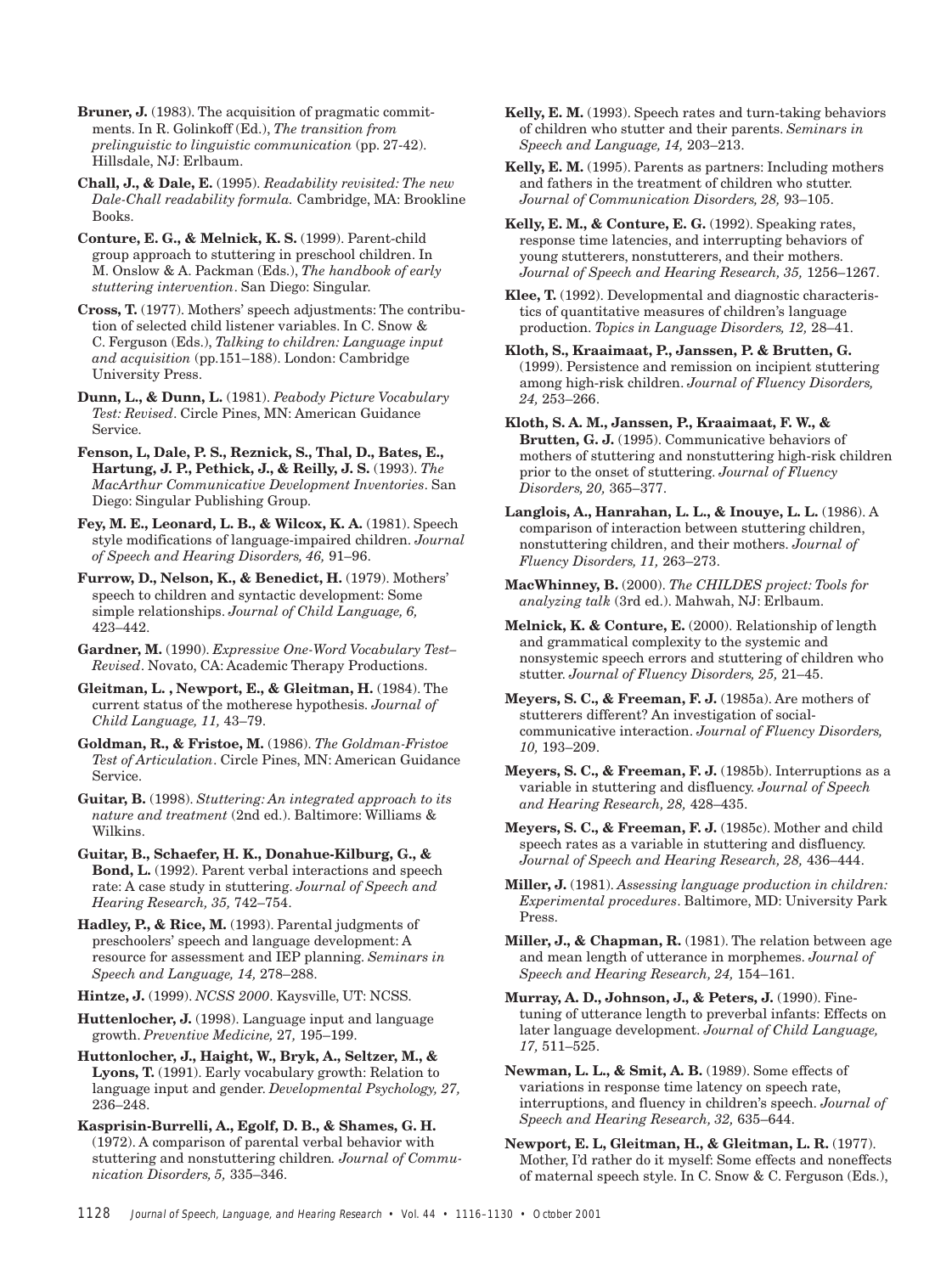**Bruner, J.** (1983). The acquisition of pragmatic commitments. In R. Golinkoff (Ed.), *The transition from prelinguistic to linguistic communication* (pp. 27-42). Hillsdale, NJ: Erlbaum.

**Chall, J., & Dale, E.** (1995). *Readability revisited: The new Dale-Chall readability formula.* Cambridge, MA: Brookline Books.

**Conture, E. G., & Melnick, K. S.** (1999). Parent-child group approach to stuttering in preschool children. In M. Onslow & A. Packman (Eds.), *The handbook of early stuttering intervention*. San Diego: Singular.

**Cross, T.** (1977). Mothers' speech adjustments: The contribution of selected child listener variables. In C. Snow & C. Ferguson (Eds.), *Talking to children: Language input and acquisition* (pp.151–188). London: Cambridge University Press.

**Dunn, L., & Dunn, L.** (1981). *Peabody Picture Vocabulary Test: Revised*. Circle Pines, MN: American Guidance Service.

**Fenson, L, Dale, P. S., Reznick, S., Thal, D., Bates, E., Hartung, J. P., Pethick, J., & Reilly, J. S.** (1993). *The MacArthur Communicative Development Inventories*. San Diego: Singular Publishing Group.

**Fey, M. E., Leonard, L. B., & Wilcox, K. A.** (1981). Speech style modifications of language-impaired children. *Journal of Speech and Hearing Disorders, 46,* 91–96.

**Furrow, D., Nelson, K., & Benedict, H.** (1979). Mothers' speech to children and syntactic development: Some simple relationships. *Journal of Child Language, 6,* 423–442.

**Gardner, M.** (1990). *Expressive One-Word Vocabulary Test–Revised*. Novato, CA: Academic Therapy Productions.

**Gleitman, L. , Newport, E., & Gleitman, H.** (1984). The current status of the motherese hypothesis. *Journal of Child Language, 11,* 43–79.

**Goldman, R., & Fristoe, M.** (1986). *The Goldman-Fristoe Test of Articulation*. Circle Pines, MN: American Guidance Service.

**Guitar, B.** (1998). *Stuttering: An integrated approach to its nature and treatment* (2nd ed.). Baltimore: Williams & Wilkins.

**Guitar, B., Schaefer, H. K., Donahue-Kilburg, G., & Bond, L.** (1992). Parent verbal interactions and speech rate: A case study in stuttering. *Journal of Speech and Hearing Research, 35,* 742–754.

**Hadley, P., & Rice, M.** (1993). Parental judgments of preschoolers' speech and language development: A resource for assessment and IEP planning. *Seminars in Speech and Language, 14,* 278–288.

**Hintze, J.** (1999). *NCSS 2000*. Kaysville, UT: NCSS.

**Huttenlocher, J.** (1998). Language input and language growth. *Preventive Medicine,* 27*,* 195–199.

**Huttenlocher, J., Haight, W., Bryk, A., Seltzer, M., & Lyons, T.** (1991). Early vocabulary growth: Relation to language input and gender. *Developmental Psychology, 27,* 236–248.

**Kasprisin-Burrelli, A., Egolf, D. B., & Shames, G. H.** (1972). A comparison of parental verbal behavior with stuttering and nonstuttering children*. Journal of Communication Disorders, 5,* 335–346.

**Kelly, E. M.** (1993). Speech rates and turn-taking behaviors of children who stutter and their parents. *Seminars in Speech and Language, 14,* 203–213.

**Kelly, E. M.** (1995). Parents as partners: Including mothers and fathers in the treatment of children who stutter. *Journal of Communication Disorders, 28,* 93–105.

**Kelly, E. M., & Conture, E. G.** (1992). Speaking rates, response time latencies, and interrupting behaviors of young stutterers, nonstutterers, and their mothers. *Journal of Speech and Hearing Research, 35,* 1256–1267.

**Klee, T.** (1992). Developmental and diagnostic characteristics of quantitative measures of children's language production. *Topics in Language Disorders, 12,* 28–41.

**Kloth, S., Kraaimaat, P., Janssen, P. & Brutten, G.** (1999). Persistence and remission on incipient stuttering among high-risk children. *Journal of Fluency Disorders, 24,* 253–266.

**Kloth, S. A. M., Janssen, P., Kraaimaat, F. W., & Brutten, G. J.** (1995). Communicative behaviors of mothers of stuttering and nonstuttering high-risk children prior to the onset of stuttering. *Journal of Fluency Disorders, 20,* 365–377.

**Langlois, A., Hanrahan, L. L., & Inouye, L. L.** (1986). A comparison of interaction between stuttering children, nonstuttering children, and their mothers. *Journal of Fluency Disorders, 11,* 263–273.

**MacWhinney, B.** (2000). *The CHILDES project: Tools for analyzing talk* (3rd ed.). Mahwah, NJ: Erlbaum.

**Melnick, K. & Conture, E.** (2000). Relationship of length and grammatical complexity to the systemic and nonsystemic speech errors and stuttering of children who stutter. *Journal of Fluency Disorders, 25,* 21–45.

**Meyers, S. C., & Freeman, F. J.** (1985a). Are mothers of stutterers different? An investigation of social-communicative interaction. *Journal of Fluency Disorders, 10,* 193–209.

**Meyers, S. C., & Freeman, F. J.** (1985b). Interruptions as a variable in stuttering and disfluency. *Journal of Speech and Hearing Research, 28,* 428–435.

**Meyers, S. C., & Freeman, F. J.** (1985c). Mother and child speech rates as a variable in stuttering and disfluency. *Journal of Speech and Hearing Research, 28,* 436–444.

**Miller, J.** (1981). *Assessing language production in children: Experimental procedures*. Baltimore, MD: University Park Press.

**Miller, J., & Chapman, R.** (1981). The relation between age and mean length of utterance in morphemes. *Journal of Speech and Hearing Research, 24,* 154–161.

**Murray, A. D., Johnson, J., & Peters, J.** (1990). Fine-tuning of utterance length to preverbal infants: Effects on later language development. *Journal of Child Language, 17,* 511–525.

**Newman, L. L., & Smit, A. B.** (1989). Some effects of variations in response time latency on speech rate, interruptions, and fluency in children's speech. *Journal of Speech and Hearing Research, 32,* 635–644.

**Newport, E. L, Gleitman, H., & Gleitman, L. R.** (1977). Mother, I'd rather do it myself: Some effects and noneffects of maternal speech style. In C. Snow & C. Ferguson (Eds.),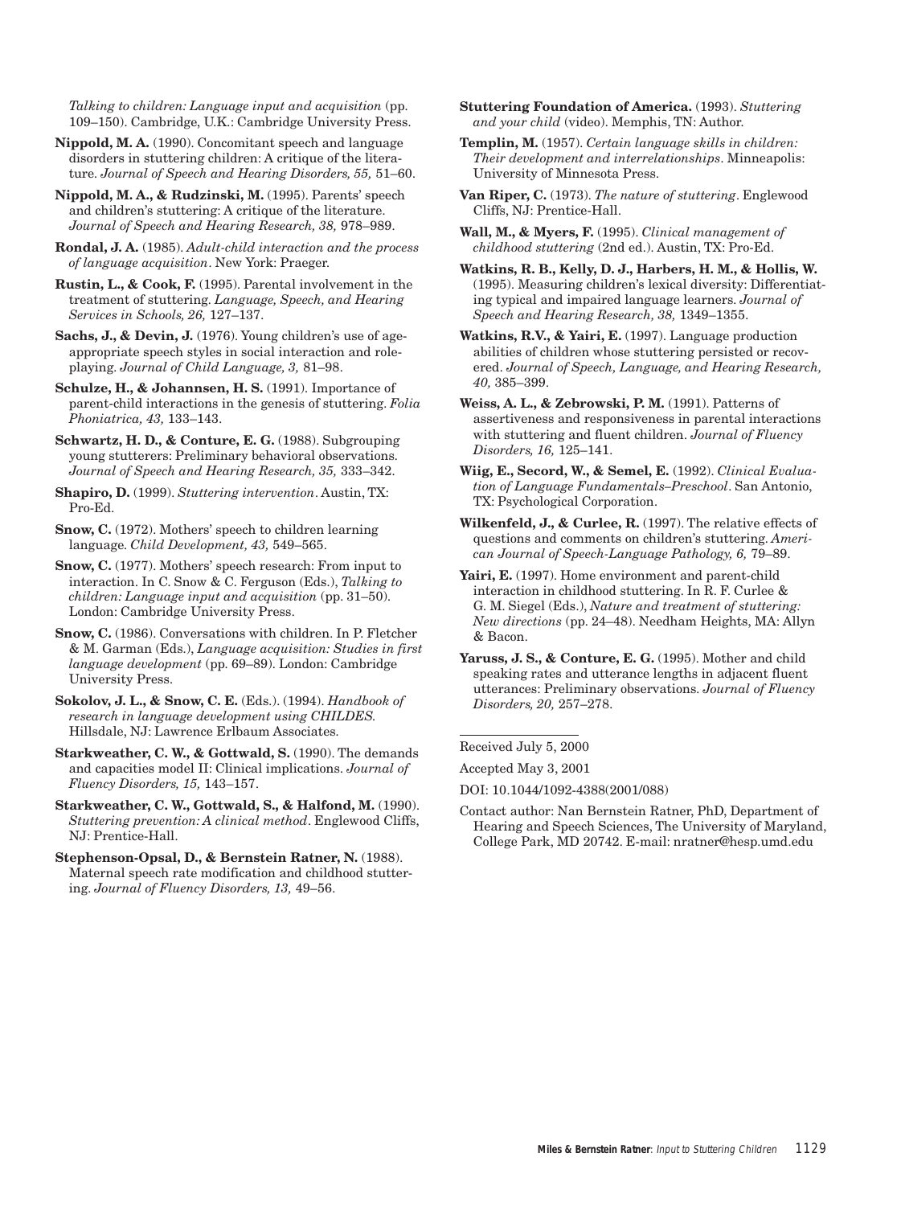*Talking to children: Language input and acquisition* (pp. 109–150). Cambridge, U.K.: Cambridge University Press.

**Nippold, M. A.** (1990). Concomitant speech and language disorders in stuttering children: A critique of the literature. *Journal of Speech and Hearing Disorders, 55,* 51–60.

**Nippold, M. A., & Rudzinski, M.** (1995). Parents' speech and children's stuttering: A critique of the literature. *Journal of Speech and Hearing Research, 38,* 978–989.

**Rondal, J. A.** (1985). *Adult-child interaction and the process of language acquisition*. New York: Praeger.

**Rustin, L., & Cook, F.** (1995). Parental involvement in the treatment of stuttering. *Language, Speech, and Hearing Services in Schools, 26,* 127–137.

**Sachs, J., & Devin, J.** (1976). Young children's use of age-appropriate speech styles in social interaction and role-playing. *Journal of Child Language, 3,* 81–98.

**Schulze, H., & Johannsen, H. S.** (1991). Importance of parent-child interactions in the genesis of stuttering. *Folia Phoniatrica, 43,* 133–143.

**Schwartz, H. D., & Conture, E. G.** (1988). Subgrouping young stutterers: Preliminary behavioral observations. *Journal of Speech and Hearing Research, 35,* 333–342.

**Shapiro, D.** (1999). *Stuttering intervention*. Austin, TX: Pro-Ed.

**Snow, C.** (1972). Mothers' speech to children learning language. *Child Development, 43,* 549–565.

**Snow, C.** (1977). Mothers' speech research: From input to interaction. In C. Snow & C. Ferguson (Eds.), *Talking to children: Language input and acquisition* (pp. 31–50). London: Cambridge University Press.

**Snow, C.** (1986). Conversations with children. In P. Fletcher & M. Garman (Eds.), *Language acquisition: Studies in first language development* (pp. 69–89). London: Cambridge University Press.

**Sokolov, J. L., & Snow, C. E.** (Eds.). (1994). *Handbook of research in language development using CHILDES.* Hillsdale, NJ: Lawrence Erlbaum Associates.

**Starkweather, C. W., & Gottwald, S.** (1990). The demands and capacities model II: Clinical implications. *Journal of Fluency Disorders, 15,* 143–157.

**Starkweather, C. W., Gottwald, S., & Halfond, M.** (1990). *Stuttering prevention: A clinical method*. Englewood Cliffs, NJ: Prentice-Hall.

**Stephenson-Opsal, D., & Bernstein Ratner, N.** (1988). Maternal speech rate modification and childhood stuttering. *Journal of Fluency Disorders, 13,* 49–56.

**Stuttering Foundation of America.** (1993). *Stuttering and your child* (video). Memphis, TN: Author.

**Templin, M.** (1957). *Certain language skills in children: Their development and interrelationships*. Minneapolis: University of Minnesota Press.

**Van Riper, C.** (1973). *The nature of stuttering*. Englewood Cliffs, NJ: Prentice-Hall.

**Wall, M., & Myers, F.** (1995). *Clinical management of childhood stuttering* (2nd ed.). Austin, TX: Pro-Ed.

**Watkins, R. B., Kelly, D. J., Harbers, H. M., & Hollis, W.** (1995). Measuring children's lexical diversity: Differentiating typical and impaired language learners. *Journal of Speech and Hearing Research, 38,* 1349–1355.

**Watkins, R.V., & Yairi, E.** (1997). Language production abilities of children whose stuttering persisted or recovered. *Journal of Speech, Language, and Hearing Research, 40,* 385–399.

**Weiss, A. L., & Zebrowski, P. M.** (1991). Patterns of assertiveness and responsiveness in parental interactions with stuttering and fluent children. *Journal of Fluency Disorders, 16,* 125–141.

**Wiig, E., Secord, W., & Semel, E.** (1992). *Clinical Evaluation of Language Fundamentals–Preschool*. San Antonio, TX: Psychological Corporation.

**Wilkenfeld, J., & Curlee, R.** (1997). The relative effects of questions and comments on children's stuttering. *American Journal of Speech-Language Pathology, 6,* 79–89.

**Yairi, E.** (1997). Home environment and parent-child interaction in childhood stuttering. In R. F. Curlee & G. M. Siegel (Eds.), *Nature and treatment of stuttering: New directions* (pp. 24–48). Needham Heights, MA: Allyn & Bacon.

**Yaruss, J. S., & Conture, E. G.** (1995). Mother and child speaking rates and utterance lengths in adjacent fluent utterances: Preliminary observations. *Journal of Fluency Disorders, 20,* 257–278.

---

Received July 5, 2000

Accepted May 3, 2001

DOI: 10.1044/1092-4388(2001/088)

Contact author: Nan Bernstein Ratner, PhD, Department of Hearing and Speech Sciences, The University of Maryland, College Park, MD 20742. E-mail: nratner@hesp.umd.edu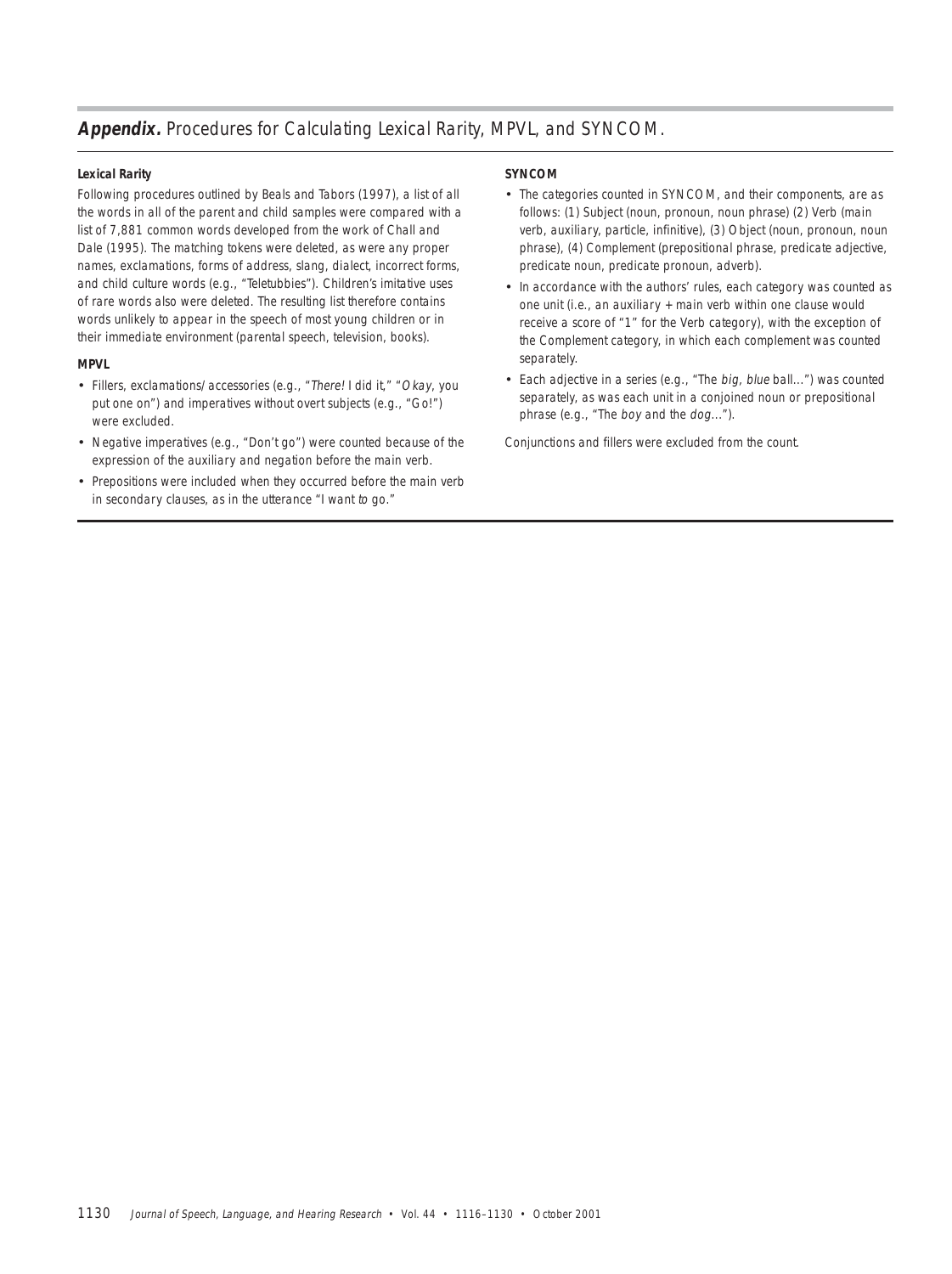## ***Appendix.*** Procedures for Calculating Lexical Rarity, MPVL, and SYNCOM.

**Lexical Rarity**

Following procedures outlined by Beals and Tabors (1997), a list of all the words in all of the parent and child samples were compared with a list of 7,881 common words developed from the work of Chall and Dale (1995). The matching tokens were deleted, as were any proper names, exclamations, forms of address, slang, dialect, incorrect forms, and child culture words (e.g., "Teletubbies"). Children's imitative uses of rare words also were deleted. The resulting list therefore contains words unlikely to appear in the speech of most young children or in their immediate environment (parental speech, television, books).

**MPVL**

- Fillers, exclamations/accessories (e.g., "*There!* I did it," "*Okay*, you put one on") and imperatives without overt subjects (e.g., "Go!") were excluded.
- Negative imperatives (e.g., "Don't go") were counted because of the expression of the auxiliary and negation before the main verb.
- Prepositions were included when they occurred before the main verb in secondary clauses, as in the utterance "I want *to* go."

**SYNCOM**

- The categories counted in SYNCOM, and their components, are as follows: (1) Subject (noun, pronoun, noun phrase) (2) Verb (main verb, auxiliary, particle, infinitive), (3) Object (noun, pronoun, noun phrase), (4) Complement (prepositional phrase, predicate adjective, predicate noun, predicate pronoun, adverb).
- In accordance with the authors' rules, each category was counted as one unit (i.e., an auxiliary + main verb within one clause would receive a score of "1" for the Verb category), with the exception of the Complement category, in which each complement was counted separately.
- Each adjective in a series (e.g., "The *big, blue* ball…") was counted separately, as was each unit in a conjoined noun or prepositional phrase (e.g., "The *boy* and the *dog*…").

Conjunctions and fillers were excluded from the count.